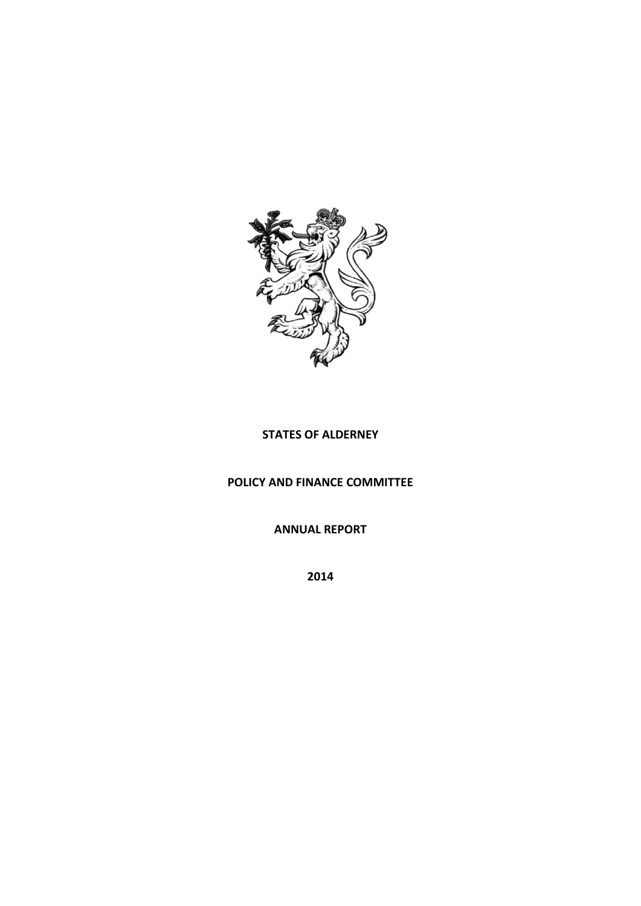**STATES OF ALDERNEY**

**POLICY AND FINANCE COMMITTEE**

**ANNUAL REPORT**

**2014**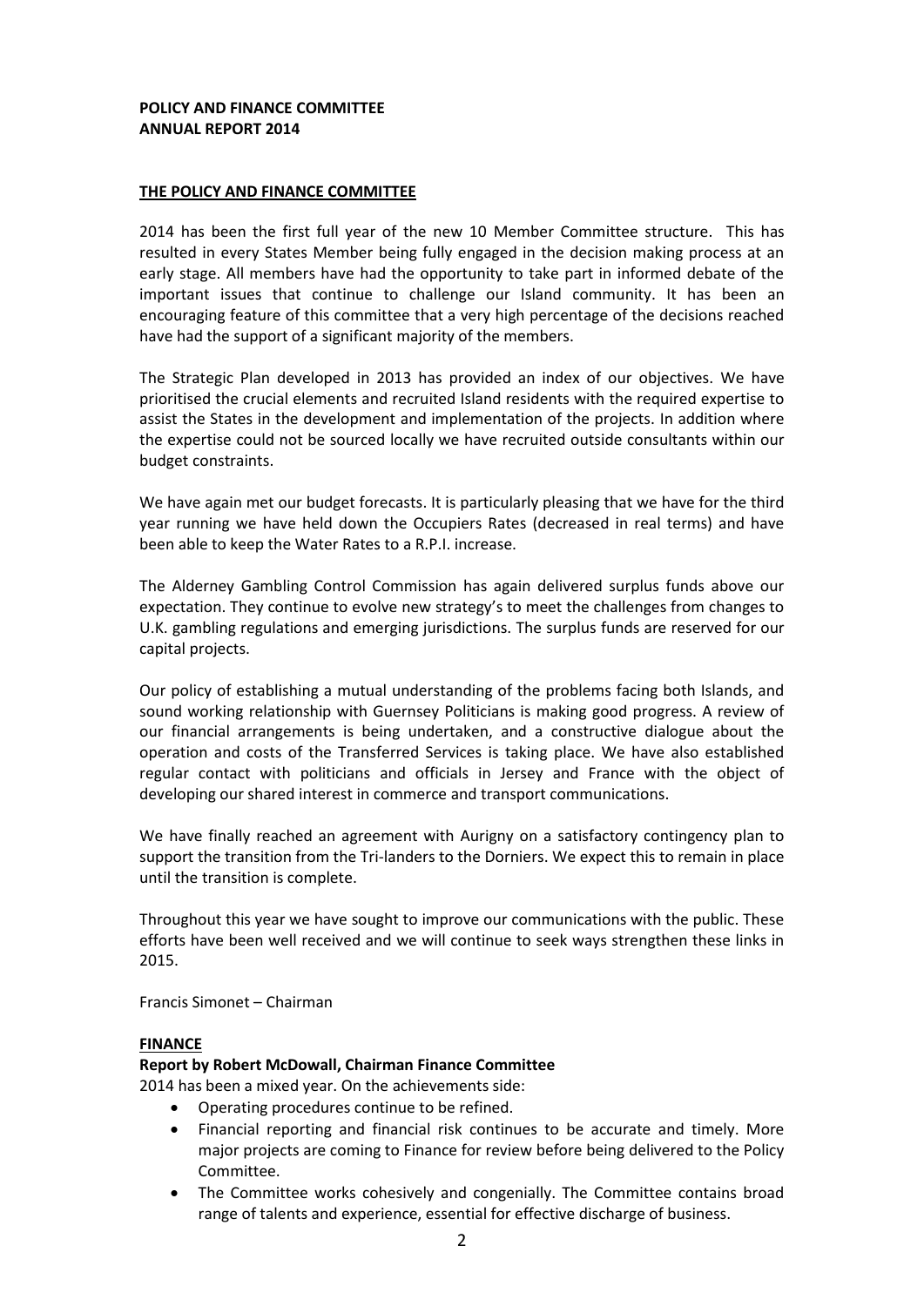**POLICY AND FINANCE COMMITTEE**
**ANNUAL REPORT 2014**

## THE POLICY AND FINANCE COMMITTEE

2014 has been the first full year of the new 10 Member Committee structure. This has resulted in every States Member being fully engaged in the decision making process at an early stage. All members have had the opportunity to take part in informed debate of the important issues that continue to challenge our Island community. It has been an encouraging feature of this committee that a very high percentage of the decisions reached have had the support of a significant majority of the members.

The Strategic Plan developed in 2013 has provided an index of our objectives. We have prioritised the crucial elements and recruited Island residents with the required expertise to assist the States in the development and implementation of the projects. In addition where the expertise could not be sourced locally we have recruited outside consultants within our budget constraints.

We have again met our budget forecasts. It is particularly pleasing that we have for the third year running we have held down the Occupiers Rates (decreased in real terms) and have been able to keep the Water Rates to a R.P.I. increase.

The Alderney Gambling Control Commission has again delivered surplus funds above our expectation. They continue to evolve new strategy's to meet the challenges from changes to U.K. gambling regulations and emerging jurisdictions. The surplus funds are reserved for our capital projects.

Our policy of establishing a mutual understanding of the problems facing both Islands, and sound working relationship with Guernsey Politicians is making good progress. A review of our financial arrangements is being undertaken, and a constructive dialogue about the operation and costs of the Transferred Services is taking place. We have also established regular contact with politicians and officials in Jersey and France with the object of developing our shared interest in commerce and transport communications.

We have finally reached an agreement with Aurigny on a satisfactory contingency plan to support the transition from the Tri-landers to the Dorniers. We expect this to remain in place until the transition is complete.

Throughout this year we have sought to improve our communications with the public. These efforts have been well received and we will continue to seek ways strengthen these links in 2015.

Francis Simonet – Chairman

## FINANCE

**Report by Robert McDowall, Chairman Finance Committee**

2014 has been a mixed year. On the achievements side:

- Operating procedures continue to be refined.
- Financial reporting and financial risk continues to be accurate and timely. More major projects are coming to Finance for review before being delivered to the Policy Committee.
- The Committee works cohesively and congenially. The Committee contains broad range of talents and experience, essential for effective discharge of business.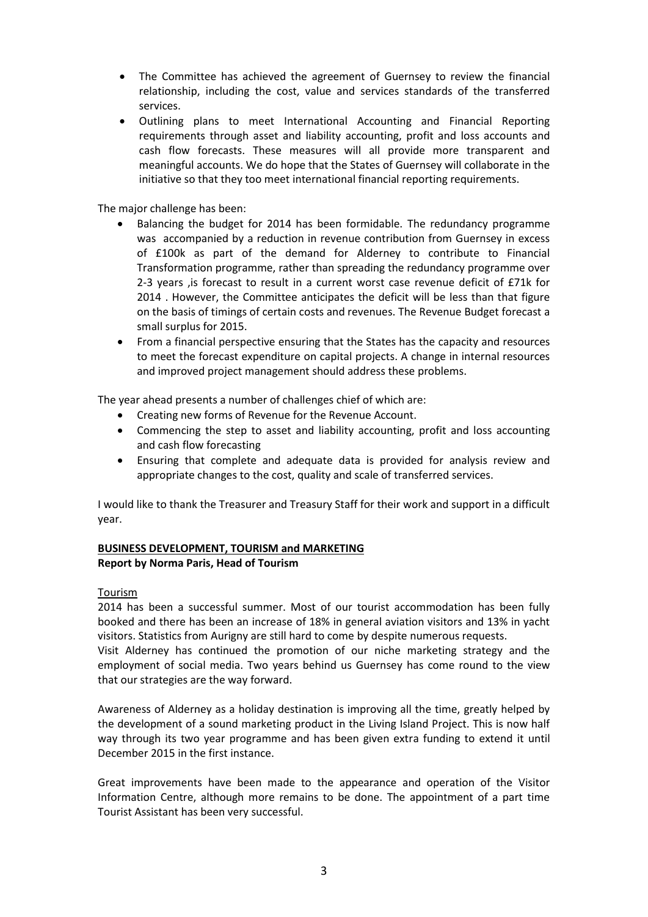- The Committee has achieved the agreement of Guernsey to review the financial relationship, including the cost, value and services standards of the transferred services.
- Outlining plans to meet International Accounting and Financial Reporting requirements through asset and liability accounting, profit and loss accounts and cash flow forecasts. These measures will all provide more transparent and meaningful accounts. We do hope that the States of Guernsey will collaborate in the initiative so that they too meet international financial reporting requirements.

The major challenge has been:

- Balancing the budget for 2014 has been formidable. The redundancy programme was accompanied by a reduction in revenue contribution from Guernsey in excess of £100k as part of the demand for Alderney to contribute to Financial Transformation programme, rather than spreading the redundancy programme over 2-3 years ,is forecast to result in a current worst case revenue deficit of £71k for 2014 . However, the Committee anticipates the deficit will be less than that figure on the basis of timings of certain costs and revenues. The Revenue Budget forecast a small surplus for 2015.
- From a financial perspective ensuring that the States has the capacity and resources to meet the forecast expenditure on capital projects. A change in internal resources and improved project management should address these problems.

The year ahead presents a number of challenges chief of which are:

- Creating new forms of Revenue for the Revenue Account.
- Commencing the step to asset and liability accounting, profit and loss accounting and cash flow forecasting
- Ensuring that complete and adequate data is provided for analysis review and appropriate changes to the cost, quality and scale of transferred services.

I would like to thank the Treasurer and Treasury Staff for their work and support in a difficult year.

## BUSINESS DEVELOPMENT, TOURISM and MARKETING

**Report by Norma Paris, Head of Tourism**

### Tourism

2014 has been a successful summer. Most of our tourist accommodation has been fully booked and there has been an increase of 18% in general aviation visitors and 13% in yacht visitors. Statistics from Aurigny are still hard to come by despite numerous requests.
Visit Alderney has continued the promotion of our niche marketing strategy and the employment of social media. Two years behind us Guernsey has come round to the view that our strategies are the way forward.

Awareness of Alderney as a holiday destination is improving all the time, greatly helped by the development of a sound marketing product in the Living Island Project. This is now half way through its two year programme and has been given extra funding to extend it until December 2015 in the first instance.

Great improvements have been made to the appearance and operation of the Visitor Information Centre, although more remains to be done. The appointment of a part time Tourist Assistant has been very successful.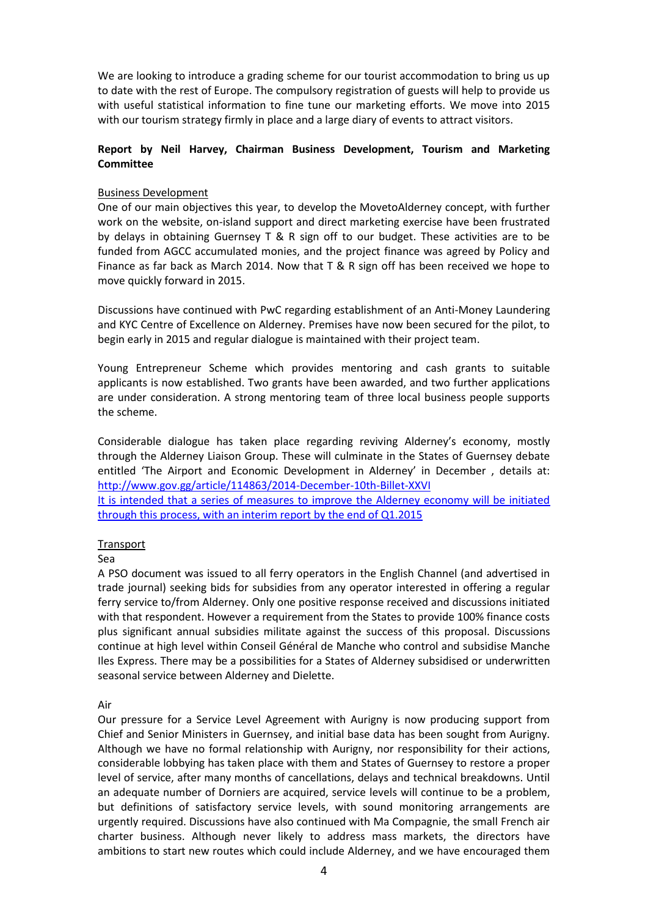We are looking to introduce a grading scheme for our tourist accommodation to bring us up to date with the rest of Europe. The compulsory registration of guests will help to provide us with useful statistical information to fine tune our marketing efforts. We move into 2015 with our tourism strategy firmly in place and a large diary of events to attract visitors.

**Report by Neil Harvey, Chairman Business Development, Tourism and Marketing Committee**

Business Development

One of our main objectives this year, to develop the MovetoAlderney concept, with further work on the website, on-island support and direct marketing exercise have been frustrated by delays in obtaining Guernsey T & R sign off to our budget. These activities are to be funded from AGCC accumulated monies, and the project finance was agreed by Policy and Finance as far back as March 2014. Now that T & R sign off has been received we hope to move quickly forward in 2015.

Discussions have continued with PwC regarding establishment of an Anti-Money Laundering and KYC Centre of Excellence on Alderney. Premises have now been secured for the pilot, to begin early in 2015 and regular dialogue is maintained with their project team.

Young Entrepreneur Scheme which provides mentoring and cash grants to suitable applicants is now established. Two grants have been awarded, and two further applications are under consideration. A strong mentoring team of three local business people supports the scheme.

Considerable dialogue has taken place regarding reviving Alderney's economy, mostly through the Alderney Liaison Group. These will culminate in the States of Guernsey debate entitled 'The Airport and Economic Development in Alderney' in December , details at: [http://www.gov.gg/article/114863/2014-December-10th-Billet-XXVI](http://www.gov.gg/article/114863/2014-December-10th-Billet-XXVI)
It is intended that a series of measures to improve the Alderney economy will be initiated through this process, with an interim report by the end of Q1.2015

Transport

Sea

A PSO document was issued to all ferry operators in the English Channel (and advertised in trade journal) seeking bids for subsidies from any operator interested in offering a regular ferry service to/from Alderney. Only one positive response received and discussions initiated with that respondent. However a requirement from the States to provide 100% finance costs plus significant annual subsidies militate against the success of this proposal. Discussions continue at high level within Conseil Général de Manche who control and subsidise Manche Iles Express. There may be a possibilities for a States of Alderney subsidised or underwritten seasonal service between Alderney and Dielette.

Air

Our pressure for a Service Level Agreement with Aurigny is now producing support from Chief and Senior Ministers in Guernsey, and initial base data has been sought from Aurigny. Although we have no formal relationship with Aurigny, nor responsibility for their actions, considerable lobbying has taken place with them and States of Guernsey to restore a proper level of service, after many months of cancellations, delays and technical breakdowns. Until an adequate number of Dorniers are acquired, service levels will continue to be a problem, but definitions of satisfactory service levels, with sound monitoring arrangements are urgently required. Discussions have also continued with Ma Compagnie, the small French air charter business. Although never likely to address mass markets, the directors have ambitions to start new routes which could include Alderney, and we have encouraged them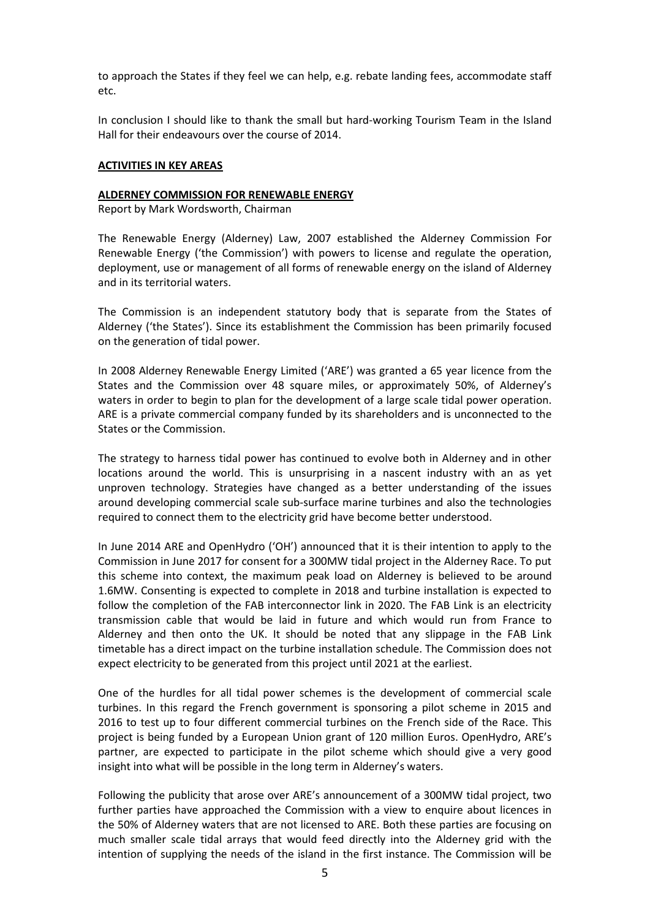to approach the States if they feel we can help, e.g. rebate landing fees, accommodate staff etc.

In conclusion I should like to thank the small but hard-working Tourism Team in the Island Hall for their endeavours over the course of 2014.

## ACTIVITIES IN KEY AREAS

### ALDERNEY COMMISSION FOR RENEWABLE ENERGY

Report by Mark Wordsworth, Chairman

The Renewable Energy (Alderney) Law, 2007 established the Alderney Commission For Renewable Energy ('the Commission') with powers to license and regulate the operation, deployment, use or management of all forms of renewable energy on the island of Alderney and in its territorial waters.

The Commission is an independent statutory body that is separate from the States of Alderney ('the States'). Since its establishment the Commission has been primarily focused on the generation of tidal power.

In 2008 Alderney Renewable Energy Limited ('ARE') was granted a 65 year licence from the States and the Commission over 48 square miles, or approximately 50%, of Alderney's waters in order to begin to plan for the development of a large scale tidal power operation. ARE is a private commercial company funded by its shareholders and is unconnected to the States or the Commission.

The strategy to harness tidal power has continued to evolve both in Alderney and in other locations around the world. This is unsurprising in a nascent industry with an as yet unproven technology. Strategies have changed as a better understanding of the issues around developing commercial scale sub-surface marine turbines and also the technologies required to connect them to the electricity grid have become better understood.

In June 2014 ARE and OpenHydro ('OH') announced that it is their intention to apply to the Commission in June 2017 for consent for a 300MW tidal project in the Alderney Race. To put this scheme into context, the maximum peak load on Alderney is believed to be around 1.6MW. Consenting is expected to complete in 2018 and turbine installation is expected to follow the completion of the FAB interconnector link in 2020. The FAB Link is an electricity transmission cable that would be laid in future and which would run from France to Alderney and then onto the UK. It should be noted that any slippage in the FAB Link timetable has a direct impact on the turbine installation schedule. The Commission does not expect electricity to be generated from this project until 2021 at the earliest.

One of the hurdles for all tidal power schemes is the development of commercial scale turbines. In this regard the French government is sponsoring a pilot scheme in 2015 and 2016 to test up to four different commercial turbines on the French side of the Race. This project is being funded by a European Union grant of 120 million Euros. OpenHydro, ARE's partner, are expected to participate in the pilot scheme which should give a very good insight into what will be possible in the long term in Alderney's waters.

Following the publicity that arose over ARE's announcement of a 300MW tidal project, two further parties have approached the Commission with a view to enquire about licences in the 50% of Alderney waters that are not licensed to ARE. Both these parties are focusing on much smaller scale tidal arrays that would feed directly into the Alderney grid with the intention of supplying the needs of the island in the first instance. The Commission will be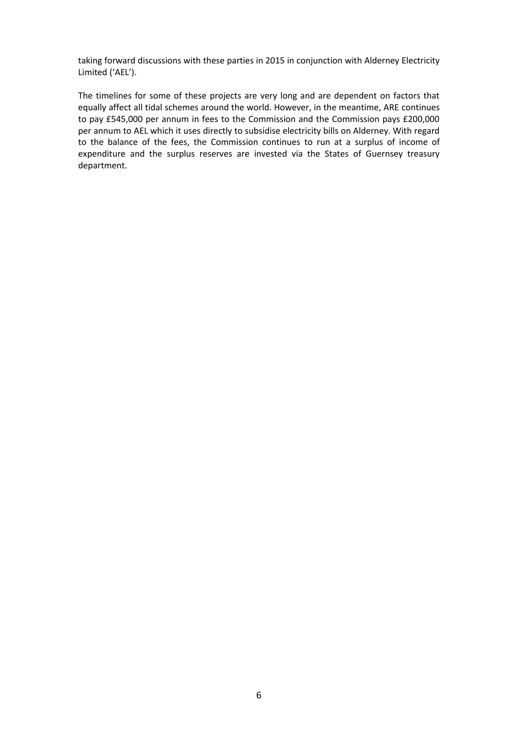taking forward discussions with these parties in 2015 in conjunction with Alderney Electricity Limited ('AEL').

The timelines for some of these projects are very long and are dependent on factors that equally affect all tidal schemes around the world. However, in the meantime, ARE continues to pay £545,000 per annum in fees to the Commission and the Commission pays £200,000 per annum to AEL which it uses directly to subsidise electricity bills on Alderney. With regard to the balance of the fees, the Commission continues to run at a surplus of income of expenditure and the surplus reserves are invested via the States of Guernsey treasury department.